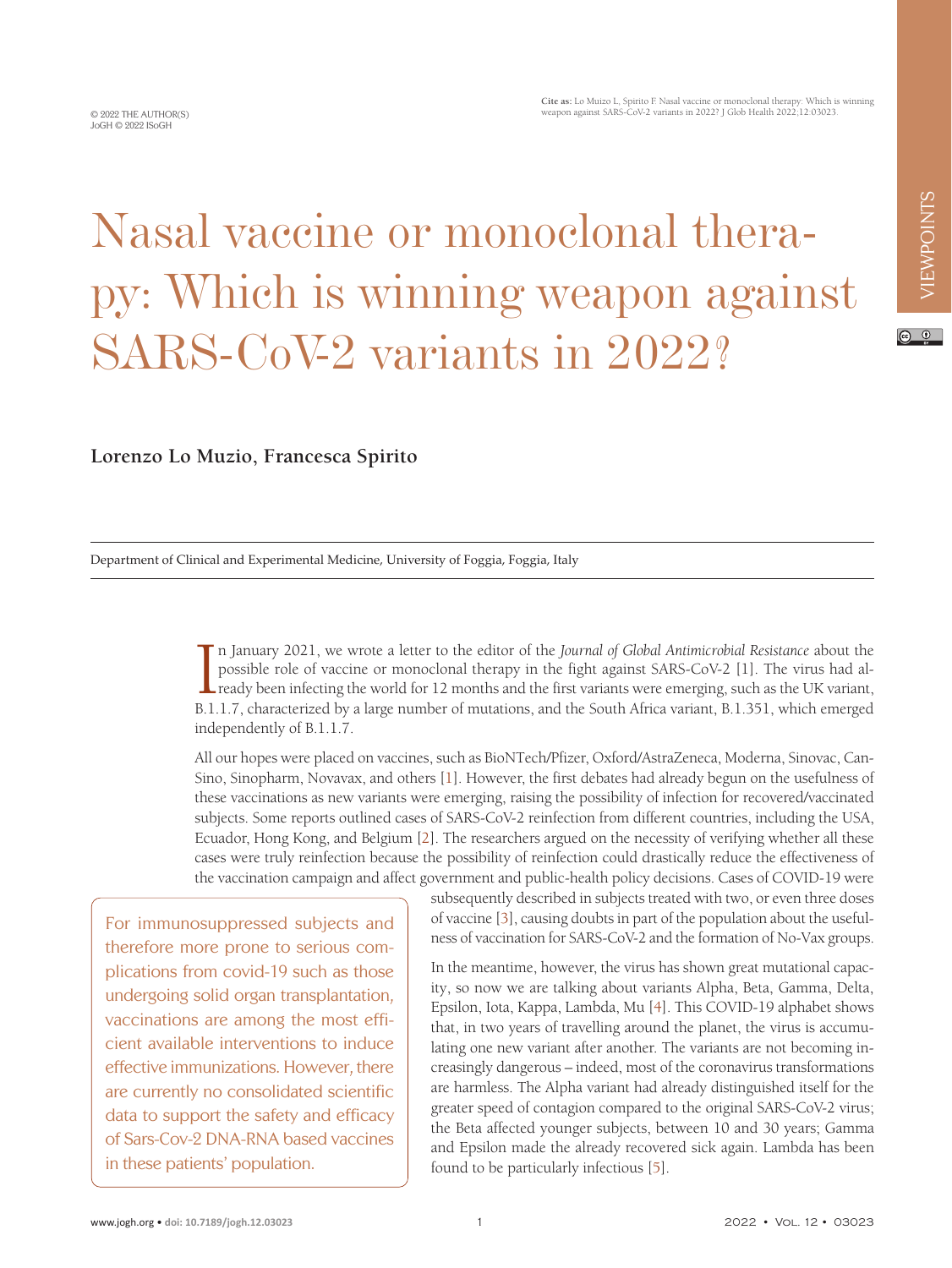© 2022 THE AUTHOR(S)
JoGH © 2022 ISoGH

**Cite as:** Lo Muizo L, Spirito F. Nasal vaccine or monoclonal therapy: Which is winning weapon against SARS-CoV-2 variants in 2022? J Glob Health 2022;12:03023.

VIEWPOINTS

# Nasal vaccine or monoclonal therapy: Which is winning weapon against SARS-CoV-2 variants in 2022?

**Lorenzo Lo Muzio, Francesca Spirito**

Department of Clinical and Experimental Medicine, University of Foggia, Foggia, Italy

In January 2021, we wrote a letter to the editor of the *Journal of Global Antimicrobial Resistance* about the possible role of vaccine or monoclonal therapy in the fight against SARS-CoV-2 [1]. The virus had already been infecting the world for 12 months and the first variants were emerging, such as the UK variant, B.1.1.7, characterized by a large number of mutations, and the South Africa variant, B.1.351, which emerged independently of B.1.1.7.

All our hopes were placed on vaccines, such as BioNTech/Pfizer, Oxford/AstraZeneca, Moderna, Sinovac, CanSino, Sinopharm, Novavax, and others [1]. However, the first debates had already begun on the usefulness of these vaccinations as new variants were emerging, raising the possibility of infection for recovered/vaccinated subjects. Some reports outlined cases of SARS-CoV-2 reinfection from different countries, including the USA, Ecuador, Hong Kong, and Belgium [2]. The researchers argued on the necessity of verifying whether all these cases were truly reinfection because the possibility of reinfection could drastically reduce the effectiveness of the vaccination campaign and affect government and public-health policy decisions. Cases of COVID-19 were subsequently described in subjects treated with two, or even three doses of vaccine [3], causing doubts in part of the population about the usefulness of vaccination for SARS-CoV-2 and the formation of No-Vax groups.

> For immunosuppressed subjects and therefore more prone to serious complications from covid-19 such as those undergoing solid organ transplantation, vaccinations are among the most efficient available interventions to induce effective immunizations. However, there are currently no consolidated scientific data to support the safety and efficacy of Sars-Cov-2 DNA-RNA based vaccines in these patients' population.

In the meantime, however, the virus has shown great mutational capacity, so now we are talking about variants Alpha, Beta, Gamma, Delta, Epsilon, Iota, Kappa, Lambda, Mu [4]. This COVID-19 alphabet shows that, in two years of travelling around the planet, the virus is accumulating one new variant after another. The variants are not becoming increasingly dangerous – indeed, most of the coronavirus transformations are harmless. The Alpha variant had already distinguished itself for the greater speed of contagion compared to the original SARS-CoV-2 virus; the Beta affected younger subjects, between 10 and 30 years; Gamma and Epsilon made the already recovered sick again. Lambda has been found to be particularly infectious [5].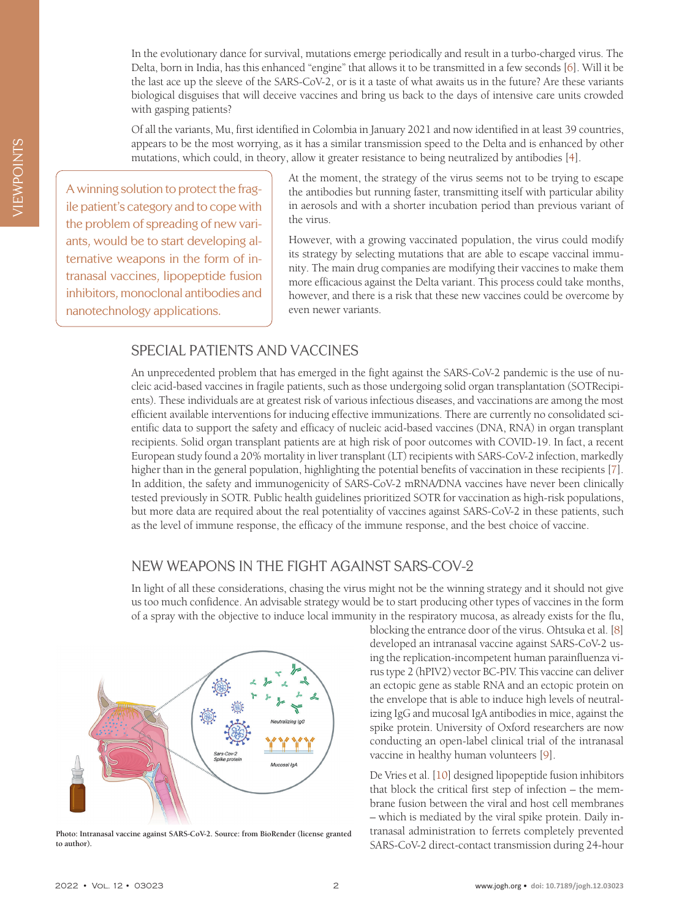In the evolutionary dance for survival, mutations emerge periodically and result in a turbo-charged virus. The Delta, born in India, has this enhanced "engine" that allows it to be transmitted in a few seconds [6]. Will it be the last ace up the sleeve of the SARS-CoV-2, or is it a taste of what awaits us in the future? Are these variants biological disguises that will deceive vaccines and bring us back to the days of intensive care units crowded with gasping patients?

Of all the variants, Mu, first identified in Colombia in January 2021 and now identified in at least 39 countries, appears to be the most worrying, as it has a similar transmission speed to the Delta and is enhanced by other mutations, which could, in theory, allow it greater resistance to being neutralized by antibodies [4].

> A winning solution to protect the fragile patient's category and to cope with the problem of spreading of new variants, would be to start developing alternative weapons in the form of intranasal vaccines, lipopeptide fusion inhibitors, monoclonal antibodies and nanotechnology applications.

At the moment, the strategy of the virus seems not to be trying to escape the antibodies but running faster, transmitting itself with particular ability in aerosols and with a shorter incubation period than previous variant of the virus.

However, with a growing vaccinated population, the virus could modify its strategy by selecting mutations that are able to escape vaccinal immunity. The main drug companies are modifying their vaccines to make them more efficacious against the Delta variant. This process could take months, however, and there is a risk that these new vaccines could be overcome by even newer variants.

## SPECIAL PATIENTS AND VACCINES

An unprecedented problem that has emerged in the fight against the SARS-CoV-2 pandemic is the use of nucleic acid-based vaccines in fragile patients, such as those undergoing solid organ transplantation (SOTRecipients). These individuals are at greatest risk of various infectious diseases, and vaccinations are among the most efficient available interventions for inducing effective immunizations. There are currently no consolidated scientific data to support the safety and efficacy of nucleic acid-based vaccines (DNA, RNA) in organ transplant recipients. Solid organ transplant patients are at high risk of poor outcomes with COVID-19. In fact, a recent European study found a 20% mortality in liver transplant (LT) recipients with SARS-CoV-2 infection, markedly higher than in the general population, highlighting the potential benefits of vaccination in these recipients [7]. In addition, the safety and immunogenicity of SARS-CoV-2 mRNA/DNA vaccines have never been clinically tested previously in SOTR. Public health guidelines prioritized SOTR for vaccination as high-risk populations, but more data are required about the real potentiality of vaccines against SARS-CoV-2 in these patients, such as the level of immune response, the efficacy of the immune response, and the best choice of vaccine.

## NEW WEAPONS IN THE FIGHT AGAINST SARS-COV-2

In light of all these considerations, chasing the virus might not be the winning strategy and it should not give us too much confidence. An advisable strategy would be to start producing other types of vaccines in the form of a spray with the objective to induce local immunity in the respiratory mucosa, as already exists for the flu, blocking the entrance door of the virus. Ohtsuka et al. [8] developed an intranasal vaccine against SARS-CoV-2 using the replication-incompetent human parainfluenza virus type 2 (hPIV2) vector BC-PIV. This vaccine can deliver an ectopic gene as stable RNA and an ectopic protein on the envelope that is able to induce high levels of neutralizing IgG and mucosal IgA antibodies in mice, against the spike protein. University of Oxford researchers are now conducting an open-label clinical trial of the intranasal vaccine in healthy human volunteers [9].

Neutralizing IgG

Sars-Cov-2 Spike protein

Mucosal IgA

**Photo: Intranasal vaccine against SARS-CoV-2. Source: from BioRender (license granted to author).**

De Vries et al. [10] designed lipopeptide fusion inhibitors that block the critical first step of infection – the membrane fusion between the viral and host cell membranes – which is mediated by the viral spike protein. Daily intranasal administration to ferrets completely prevented SARS-CoV-2 direct-contact transmission during 24-hour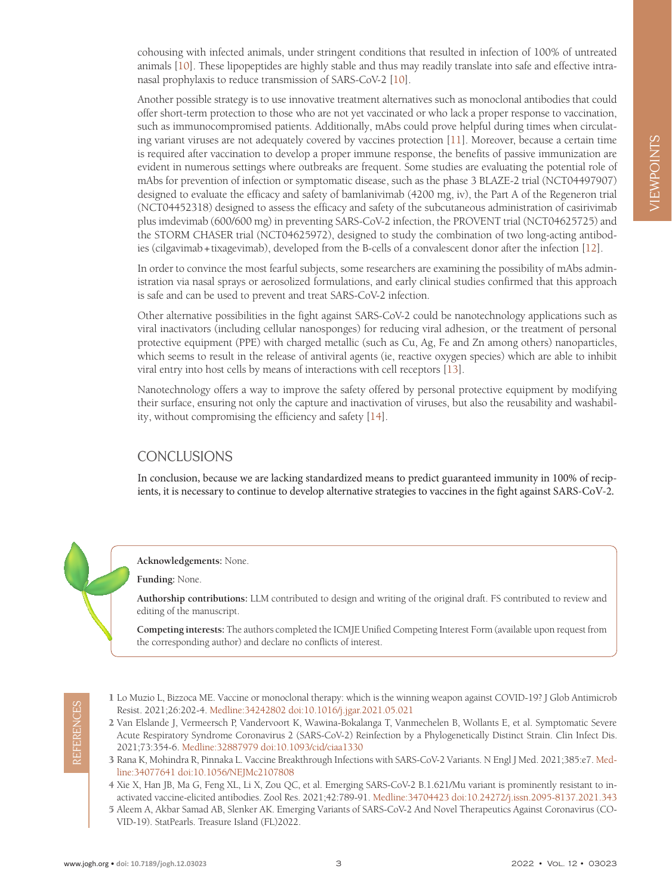cohousing with infected animals, under stringent conditions that resulted in infection of 100% of untreated animals [10]. These lipopeptides are highly stable and thus may readily translate into safe and effective intranasal prophylaxis to reduce transmission of SARS-CoV-2 [10].

Another possible strategy is to use innovative treatment alternatives such as monoclonal antibodies that could offer short-term protection to those who are not yet vaccinated or who lack a proper response to vaccination, such as immunocompromised patients. Additionally, mAbs could prove helpful during times when circulating variant viruses are not adequately covered by vaccines protection [11]. Moreover, because a certain time is required after vaccination to develop a proper immune response, the benefits of passive immunization are evident in numerous settings where outbreaks are frequent. Some studies are evaluating the potential role of mAbs for prevention of infection or symptomatic disease, such as the phase 3 BLAZE-2 trial (NCT04497907) designed to evaluate the efficacy and safety of bamlanivimab (4200 mg, iv), the Part A of the Regeneron trial (NCT04452318) designed to assess the efficacy and safety of the subcutaneous administration of casirivimab plus imdevimab (600/600 mg) in preventing SARS-CoV-2 infection, the PROVENT trial (NCT04625725) and the STORM CHASER trial (NCT04625972), designed to study the combination of two long-acting antibodies (cilgavimab+tixagevimab), developed from the B-cells of a convalescent donor after the infection [12].

In order to convince the most fearful subjects, some researchers are examining the possibility of mAbs administration via nasal sprays or aerosolized formulations, and early clinical studies confirmed that this approach is safe and can be used to prevent and treat SARS-CoV-2 infection.

Other alternative possibilities in the fight against SARS-CoV-2 could be nanotechnology applications such as viral inactivators (including cellular nanosponges) for reducing viral adhesion, or the treatment of personal protective equipment (PPE) with charged metallic (such as Cu, Ag, Fe and Zn among others) nanoparticles, which seems to result in the release of antiviral agents (ie, reactive oxygen species) which are able to inhibit viral entry into host cells by means of interactions with cell receptors [13].

Nanotechnology offers a way to improve the safety offered by personal protective equipment by modifying their surface, ensuring not only the capture and inactivation of viruses, but also the reusability and washability, without compromising the efficiency and safety [14].

## CONCLUSIONS

In conclusion, because we are lacking standardized means to predict guaranteed immunity in 100% of recipients, it is necessary to continue to develop alternative strategies to vaccines in the fight against SARS-CoV-2.

**Acknowledgements:** None.

**Funding:** None.

**Authorship contributions:** LLM contributed to design and writing of the original draft. FS contributed to review and editing of the manuscript.

**Competing interests:** The authors completed the ICMJE Unified Competing Interest Form (available upon request from the corresponding author) and declare no conflicts of interest.

## REFERENCES

1 Lo Muzio L, Bizzoca ME. Vaccine or monoclonal therapy: which is the winning weapon against COVID-19? J Glob Antimicrob Resist. 2021;26:202-4. Medline:34242802 doi:10.1016/j.jgar.2021.05.021

2 Van Elslande J, Vermeersch P, Vandervoort K, Wawina-Bokalanga T, Vanmechelen B, Wollants E, et al. Symptomatic Severe Acute Respiratory Syndrome Coronavirus 2 (SARS-CoV-2) Reinfection by a Phylogenetically Distinct Strain. Clin Infect Dis. 2021;73:354-6. Medline:32887979 doi:10.1093/cid/ciaa1330

3 Rana K, Mohindra R, Pinnaka L. Vaccine Breakthrough Infections with SARS-CoV-2 Variants. N Engl J Med. 2021;385:e7. Medline:34077641 doi:10.1056/NEJMc2107808

4 Xie X, Han JB, Ma G, Feng XL, Li X, Zou QC, et al. Emerging SARS-CoV-2 B.1.621/Mu variant is prominently resistant to inactivated vaccine-elicited antibodies. Zool Res. 2021;42:789-91. Medline:34704423 doi:10.24272/j.issn.2095-8137.2021.343

5 Aleem A, Akbar Samad AB, Slenker AK. Emerging Variants of SARS-CoV-2 And Novel Therapeutics Against Coronavirus (COVID-19). StatPearls. Treasure Island (FL)2022.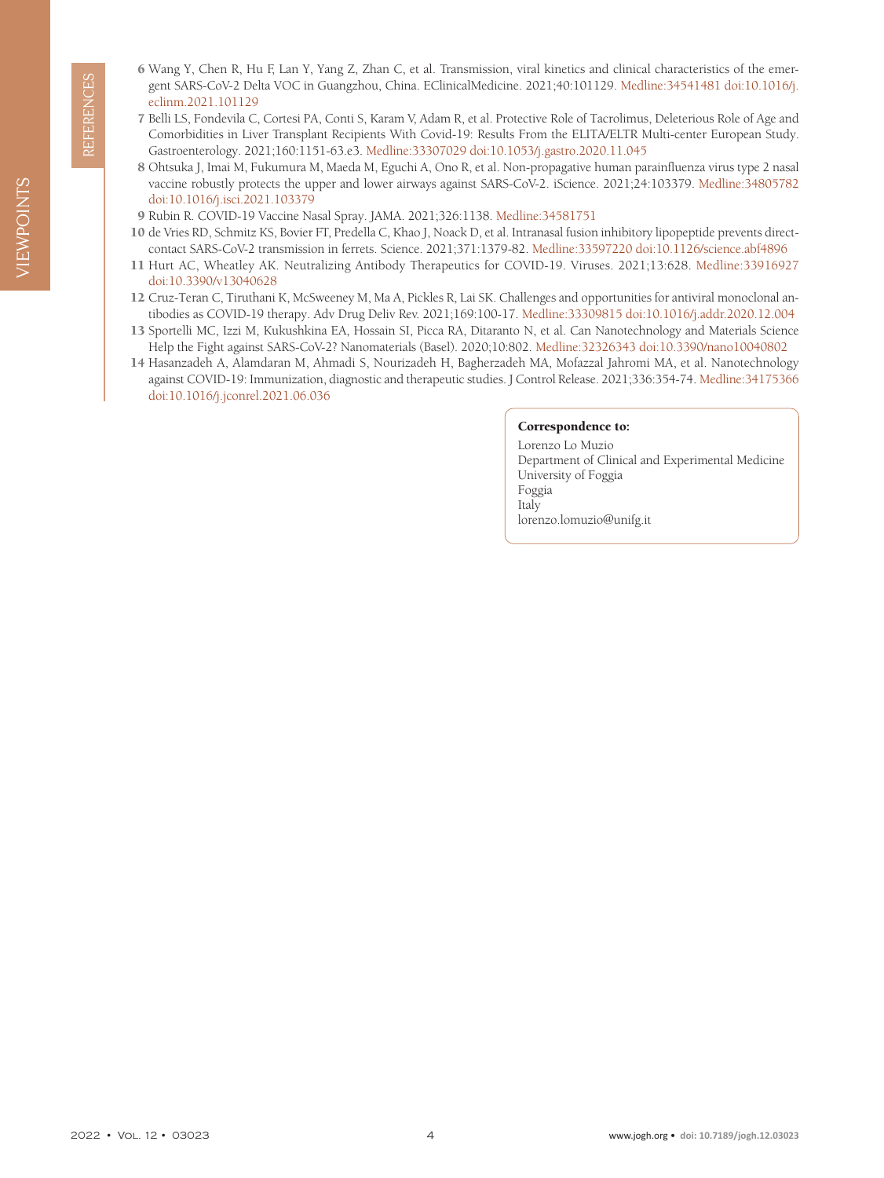6. Wang Y, Chen R, Hu F, Lan Y, Yang Z, Zhan C, et al. Transmission, viral kinetics and clinical characteristics of the emergent SARS-CoV-2 Delta VOC in Guangzhou, China. EClinicalMedicine. 2021;40:101129. Medline:34541481 doi:10.1016/j.eclinm.2021.101129
7. Belli LS, Fondevila C, Cortesi PA, Conti S, Karam V, Adam R, et al. Protective Role of Tacrolimus, Deleterious Role of Age and Comorbidities in Liver Transplant Recipients With Covid-19: Results From the ELITA/ELTR Multi-center European Study. Gastroenterology. 2021;160:1151-63.e3. Medline:33307029 doi:10.1053/j.gastro.2020.11.045
8. Ohtsuka J, Imai M, Fukumura M, Maeda M, Eguchi A, Ono R, et al. Non-propagative human parainfluenza virus type 2 nasal vaccine robustly protects the upper and lower airways against SARS-CoV-2. iScience. 2021;24:103379. Medline:34805782 doi:10.1016/j.isci.2021.103379
9. Rubin R. COVID-19 Vaccine Nasal Spray. JAMA. 2021;326:1138. Medline:34581751
10. de Vries RD, Schmitz KS, Bovier FT, Predella C, Khao J, Noack D, et al. Intranasal fusion inhibitory lipopeptide prevents direct-contact SARS-CoV-2 transmission in ferrets. Science. 2021;371:1379-82. Medline:33597220 doi:10.1126/science.abf4896
11. Hurt AC, Wheatley AK. Neutralizing Antibody Therapeutics for COVID-19. Viruses. 2021;13:628. Medline:33916927 doi:10.3390/v13040628
12. Cruz-Teran C, Tiruthani K, McSweeney M, Ma A, Pickles R, Lai SK. Challenges and opportunities for antiviral monoclonal antibodies as COVID-19 therapy. Adv Drug Deliv Rev. 2021;169:100-17. Medline:33309815 doi:10.1016/j.addr.2020.12.004
13. Sportelli MC, Izzi M, Kukushkina EA, Hossain SI, Picca RA, Ditaranto N, et al. Can Nanotechnology and Materials Science Help the Fight against SARS-CoV-2? Nanomaterials (Basel). 2020;10:802. Medline:32326343 doi:10.3390/nano10040802
14. Hasanzadeh A, Alamdaran M, Ahmadi S, Nourizadeh H, Bagherzadeh MA, Mofazzal Jahromi MA, et al. Nanotechnology against COVID-19: Immunization, diagnostic and therapeutic studies. J Control Release. 2021;336:354-74. Medline:34175366 doi:10.1016/j.jconrel.2021.06.036

**Correspondence to:**

Lorenzo Lo Muzio
Department of Clinical and Experimental Medicine
University of Foggia
Foggia
Italy
lorenzo.lomuzio@unifg.it